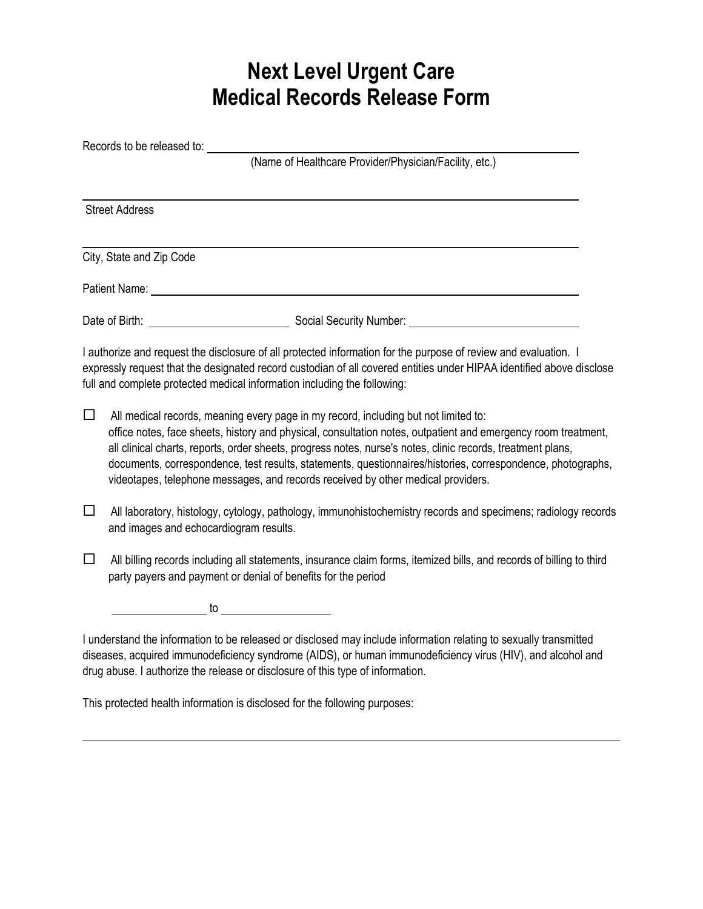# Next Level Urgent Care
# Medical Records Release Form

Records to be released to: ______________________________________________

(Name of Healthcare Provider/Physician/Facility, etc.)

______________________________________________

Street Address

______________________________________________

City, State and Zip Code

Patient Name: ______________________________________________

Date of Birth: ____________________ Social Security Number: ____________________

I authorize and request the disclosure of all protected information for the purpose of review and evaluation. I expressly request that the designated record custodian of all covered entities under HIPAA identified above disclose full and complete protected medical information including the following:

- ☐ All medical records, meaning every page in my record, including but not limited to: office notes, face sheets, history and physical, consultation notes, outpatient and emergency room treatment, all clinical charts, reports, order sheets, progress notes, nurse's notes, clinic records, treatment plans, documents, correspondence, test results, statements, questionnaires/histories, correspondence, photographs, videotapes, telephone messages, and records received by other medical providers.

- ☐ All laboratory, histology, cytology, pathology, immunohistochemistry records and specimens; radiology records and images and echocardiogram results.

- ☐ All billing records including all statements, insurance claim forms, itemized bills, and records of billing to third party payers and payment or denial of benefits for the period

  ______________ to ______________

I understand the information to be released or disclosed may include information relating to sexually transmitted diseases, acquired immunodeficiency syndrome (AIDS), or human immunodeficiency virus (HIV), and alcohol and drug abuse. I authorize the release or disclosure of this type of information.

This protected health information is disclosed for the following purposes:

______________________________________________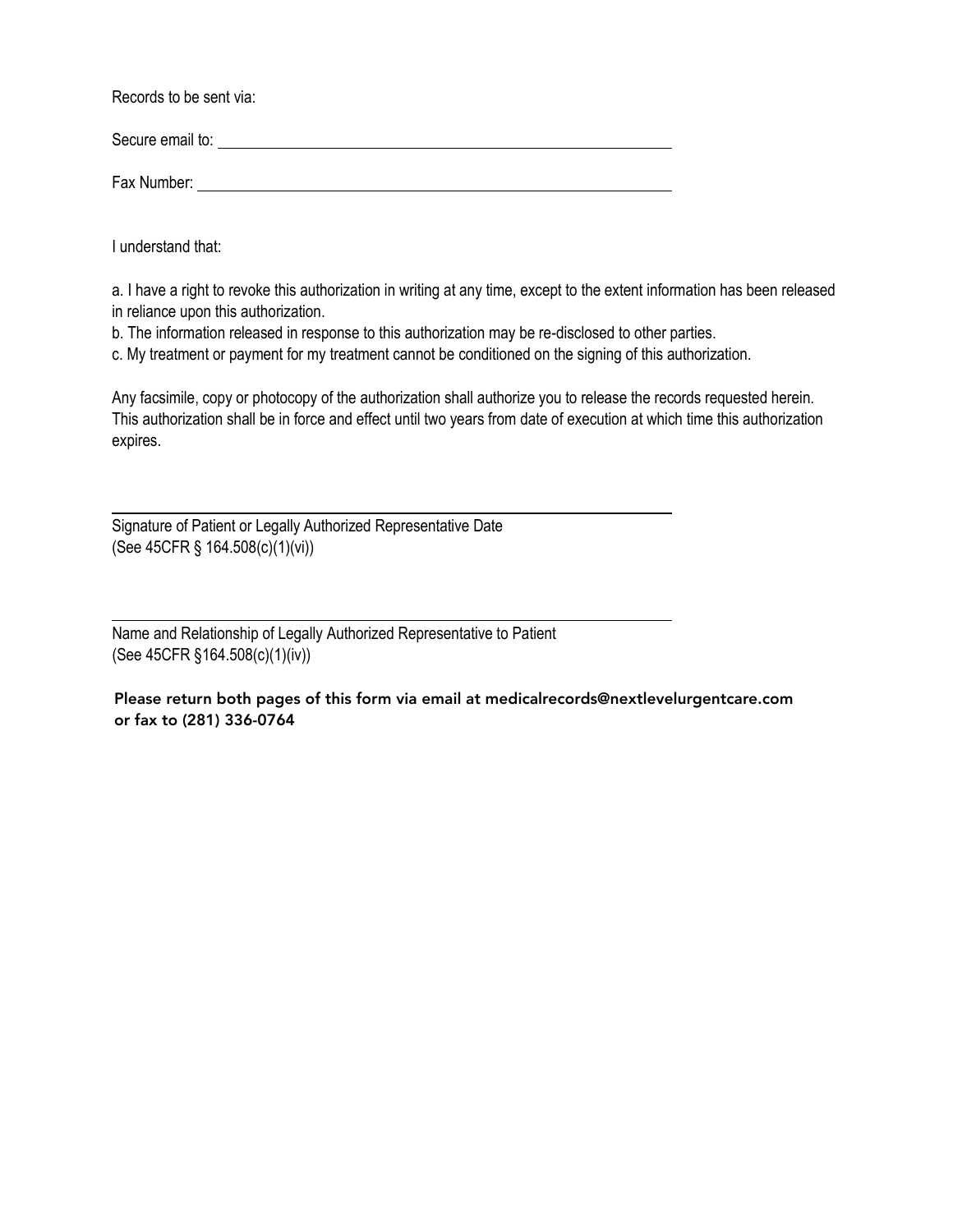Records to be sent via:

Secure email to: ____________________________________________

Fax Number: ____________________________________________

I understand that:

a. I have a right to revoke this authorization in writing at any time, except to the extent information has been released in reliance upon this authorization.
b. The information released in response to this authorization may be re-disclosed to other parties.
c. My treatment or payment for my treatment cannot be conditioned on the signing of this authorization.

Any facsimile, copy or photocopy of the authorization shall authorize you to release the records requested herein. This authorization shall be in force and effect until two years from date of execution at which time this authorization expires.

____________________________________________

Signature of Patient or Legally Authorized Representative Date
(See 45CFR § 164.508(c)(1)(vi))

____________________________________________

Name and Relationship of Legally Authorized Representative to Patient
(See 45CFR §164.508(c)(1)(iv))

**Please return both pages of this form via email at medicalrecords@nextlevelurgentcare.com or fax to (281) 336-0764**